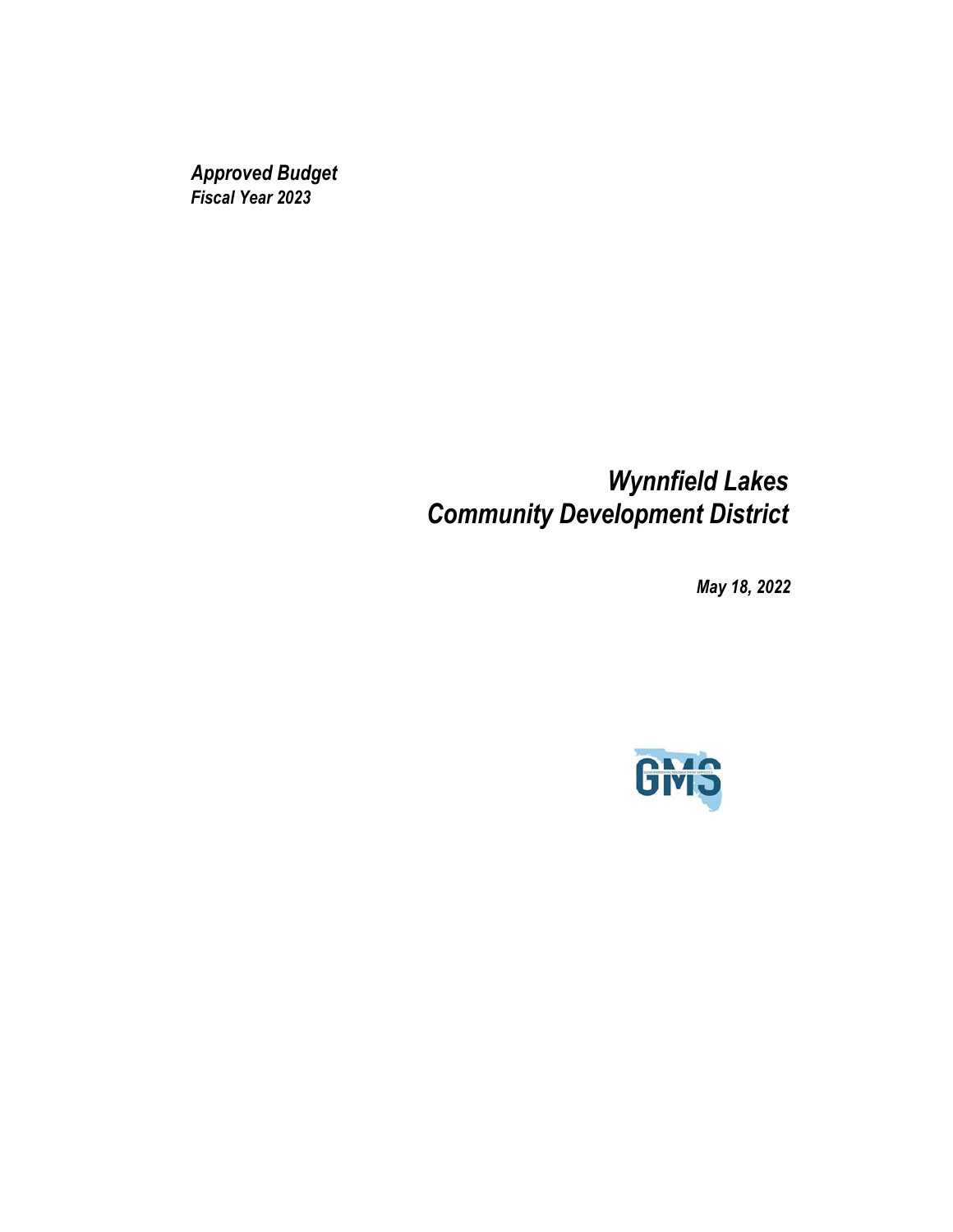*Approved Budget*
*Fiscal Year 2023*

# *Wynnfield Lakes Community Development District*

*May 18, 2022*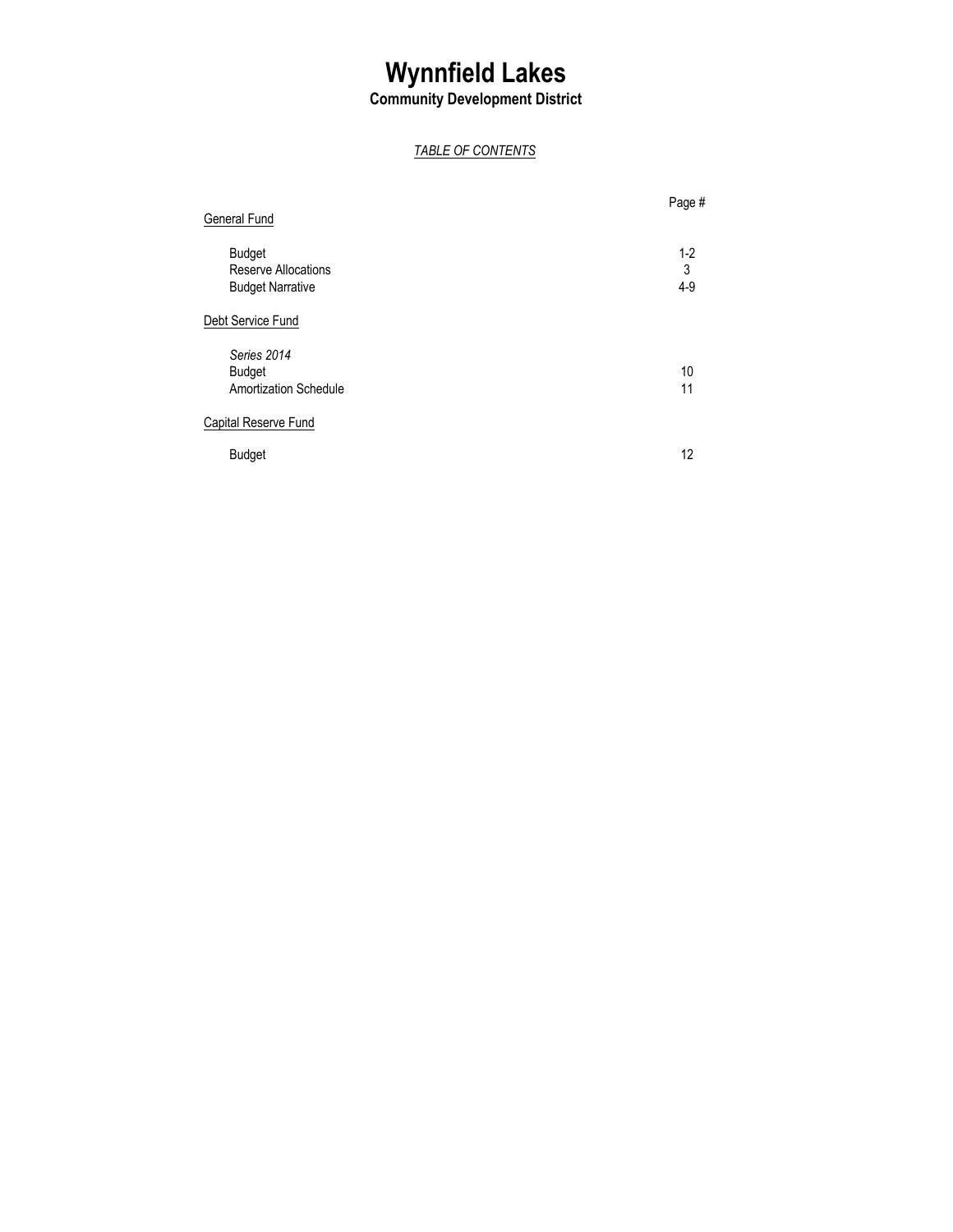# Wynnfield Lakes

## Community Development District

*TABLE OF CONTENTS*

| | Page # |
|---|---|
| General Fund | |
| Budget | 1-2 |
| Reserve Allocations | 3 |
| Budget Narrative | 4-9 |
| Debt Service Fund | |
| *Series 2014* | |
| Budget | 10 |
| Amortization Schedule | 11 |
| Capital Reserve Fund | |
| Budget | 12 |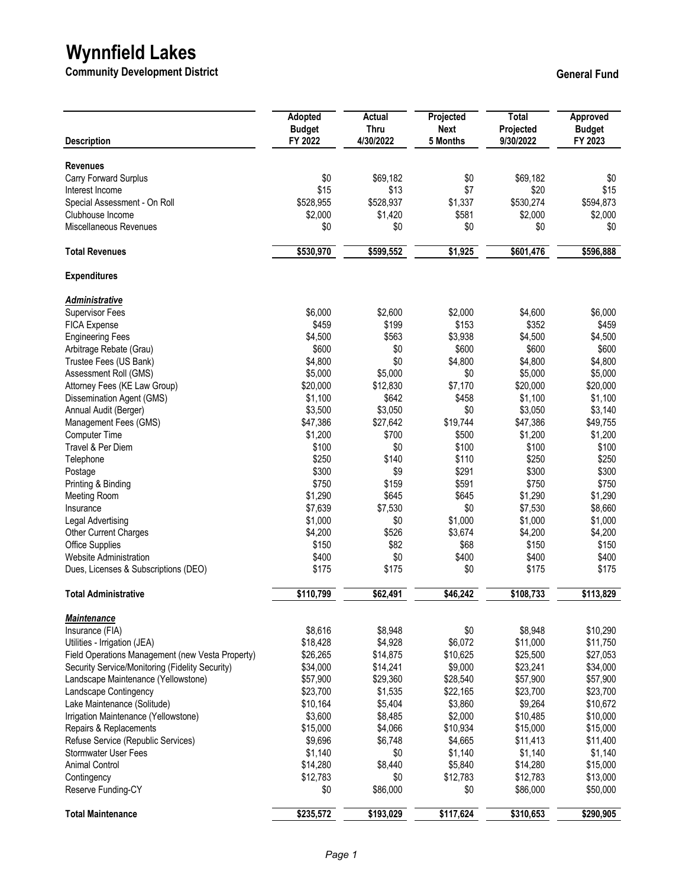# Wynnfield Lakes

**Community Development District**

**General Fund**

| Description | Adopted Budget FY 2022 | Actual Thru 4/30/2022 | Projected Next 5 Months | Total Projected 9/30/2022 | Approved Budget FY 2023 |
|---|---|---|---|---|---|
| **Revenues** | | | | | |
| Carry Forward Surplus | $0 | $69,182 | $0 | $69,182 | $0 |
| Interest Income | $15 | $13 | $7 | $20 | $15 |
| Special Assessment - On Roll | $528,955 | $528,937 | $1,337 | $530,274 | $594,873 |
| Clubhouse Income | $2,000 | $1,420 | $581 | $2,000 | $2,000 |
| Miscellaneous Revenues | $0 | $0 | $0 | $0 | $0 |
| **Total Revenues** | **$530,970** | **$599,552** | **$1,925** | **$601,476** | **$596,888** |
| **Expenditures** | | | | | |
| ***Administrative*** | | | | | |
| Supervisor Fees | $6,000 | $2,600 | $2,000 | $4,600 | $6,000 |
| FICA Expense | $459 | $199 | $153 | $352 | $459 |
| Engineering Fees | $4,500 | $563 | $3,938 | $4,500 | $4,500 |
| Arbitrage Rebate (Grau) | $600 | $0 | $600 | $600 | $600 |
| Trustee Fees (US Bank) | $4,800 | $0 | $4,800 | $4,800 | $4,800 |
| Assessment Roll (GMS) | $5,000 | $5,000 | $0 | $5,000 | $5,000 |
| Attorney Fees (KE Law Group) | $20,000 | $12,830 | $7,170 | $20,000 | $20,000 |
| Dissemination Agent (GMS) | $1,100 | $642 | $458 | $1,100 | $1,100 |
| Annual Audit (Berger) | $3,500 | $3,050 | $0 | $3,050 | $3,140 |
| Management Fees (GMS) | $47,386 | $27,642 | $19,744 | $47,386 | $49,755 |
| Computer Time | $1,200 | $700 | $500 | $1,200 | $1,200 |
| Travel & Per Diem | $100 | $0 | $100 | $100 | $100 |
| Telephone | $250 | $140 | $110 | $250 | $250 |
| Postage | $300 | $9 | $291 | $300 | $300 |
| Printing & Binding | $750 | $159 | $591 | $750 | $750 |
| Meeting Room | $1,290 | $645 | $645 | $1,290 | $1,290 |
| Insurance | $7,639 | $7,530 | $0 | $7,530 | $8,660 |
| Legal Advertising | $1,000 | $0 | $1,000 | $1,000 | $1,000 |
| Other Current Charges | $4,200 | $526 | $3,674 | $4,200 | $4,200 |
| Office Supplies | $150 | $82 | $68 | $150 | $150 |
| Website Administration | $400 | $0 | $400 | $400 | $400 |
| Dues, Licenses & Subscriptions (DEO) | $175 | $175 | $0 | $175 | $175 |
| **Total Administrative** | **$110,799** | **$62,491** | **$46,242** | **$108,733** | **$113,829** |
| ***Maintenance*** | | | | | |
| Insurance (FIA) | $8,616 | $8,948 | $0 | $8,948 | $10,290 |
| Utilities - Irrigation (JEA) | $18,428 | $4,928 | $6,072 | $11,000 | $11,750 |
| Field Operations Management (new Vesta Property) | $26,265 | $14,875 | $10,625 | $25,500 | $27,053 |
| Security Service/Monitoring (Fidelity Security) | $34,000 | $14,241 | $9,000 | $23,241 | $34,000 |
| Landscape Maintenance (Yellowstone) | $57,900 | $29,360 | $28,540 | $57,900 | $57,900 |
| Landscape Contingency | $23,700 | $1,535 | $22,165 | $23,700 | $23,700 |
| Lake Maintenance (Solitude) | $10,164 | $5,404 | $3,860 | $9,264 | $10,672 |
| Irrigation Maintenance (Yellowstone) | $3,600 | $8,485 | $2,000 | $10,485 | $10,000 |
| Repairs & Replacements | $15,000 | $4,066 | $10,934 | $15,000 | $15,000 |
| Refuse Service (Republic Services) | $9,696 | $6,748 | $4,665 | $11,413 | $11,400 |
| Stormwater User Fees | $1,140 | $0 | $1,140 | $1,140 | $1,140 |
| Animal Control | $14,280 | $8,440 | $5,840 | $14,280 | $15,000 |
| Contingency | $12,783 | $0 | $12,783 | $12,783 | $13,000 |
| Reserve Funding-CY | $0 | $86,000 | $0 | $86,000 | $50,000 |
| **Total Maintenance** | **$235,572** | **$193,029** | **$117,624** | **$310,653** | **$290,905** |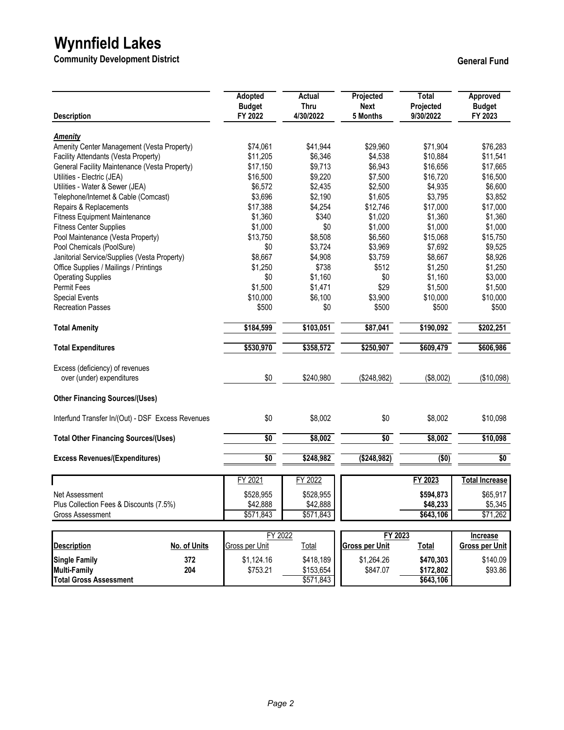# Wynnfield Lakes

**Community Development District**

**General Fund**

| Description | Adopted Budget FY 2022 | Actual Thru 4/30/2022 | Projected Next 5 Months | Total Projected 9/30/2022 | Approved Budget FY 2023 |
|---|---|---|---|---|---|
| ***Amenity*** | | | | | |
| Amenity Center Management (Vesta Property) | $74,061 | $41,944 | $29,960 | $71,904 | $76,283 |
| Facility Attendants (Vesta Property) | $11,205 | $6,346 | $4,538 | $10,884 | $11,541 |
| General Facility Maintenance (Vesta Property) | $17,150 | $9,713 | $6,943 | $16,656 | $17,665 |
| Utilities - Electric (JEA) | $16,500 | $9,220 | $7,500 | $16,720 | $16,500 |
| Utilities - Water & Sewer (JEA) | $6,572 | $2,435 | $2,500 | $4,935 | $6,600 |
| Telephone/Internet & Cable (Comcast) | $3,696 | $2,190 | $1,605 | $3,795 | $3,852 |
| Repairs & Replacements | $17,388 | $4,254 | $12,746 | $17,000 | $17,000 |
| Fitness Equipment Maintenance | $1,360 | $340 | $1,020 | $1,360 | $1,360 |
| Fitness Center Supplies | $1,000 | $0 | $1,000 | $1,000 | $1,000 |
| Pool Maintenance (Vesta Property) | $13,750 | $8,508 | $6,560 | $15,068 | $15,750 |
| Pool Chemicals (PoolSure) | $0 | $3,724 | $3,969 | $7,692 | $9,525 |
| Janitorial Service/Supplies (Vesta Property) | $8,667 | $4,908 | $3,759 | $8,667 | $8,926 |
| Office Supplies / Mailings / Printings | $1,250 | $738 | $512 | $1,250 | $1,250 |
| Operating Supplies | $0 | $1,160 | $0 | $1,160 | $3,000 |
| Permit Fees | $1,500 | $1,471 | $29 | $1,500 | $1,500 |
| Special Events | $10,000 | $6,100 | $3,900 | $10,000 | $10,000 |
| Recreation Passes | $500 | $0 | $500 | $500 | $500 |
| **Total Amenity** | **$184,599** | **$103,051** | **$87,041** | **$190,092** | **$202,251** |
| **Total Expenditures** | **$530,970** | **$358,572** | **$250,907** | **$609,479** | **$606,986** |
| Excess (deficiency) of revenues over (under) expenditures | $0 | $240,980 | ($248,982) | ($8,002) | ($10,098) |
| **Other Financing Sources/(Uses)** | | | | | |
| Interfund Transfer In/(Out) - DSF Excess Revenues | $0 | $8,002 | $0 | $8,002 | $10,098 |
| **Total Other Financing Sources/(Uses)** | **$0** | **$8,002** | **$0** | **$8,002** | **$10,098** |
| **Excess Revenues/(Expenditures)** | **$0** | **$248,982** | **($248,982)** | **($0)** | **$0** |

| | FY 2021 | FY 2022 | FY 2023 | Total Increase |
|---|---|---|---|---|
| Net Assessment | $528,955 | $528,955 | **$594,873** | $65,917 |
| Plus Collection Fees & Discounts (7.5%) | $42,888 | $42,888 | **$48,233** | $5,345 |
| Gross Assessment | $571,843 | $571,843 | **$643,106** | $71,262 |

| Description | No. of Units | FY 2022 Gross per Unit | FY 2022 Total | FY 2023 Gross per Unit | FY 2023 Total | Increase Gross per Unit |
|---|---|---|---|---|---|---|
| **Single Family** | **372** | $1,124.16 | $418,189 | $1,264.26 | **$470,303** | $140.09 |
| **Multi-Family** | **204** | $753.21 | $153,654 | $847.07 | **$172,802** | $93.86 |
| **Total Gross Assessment** | | | $571,843 | | **$643,106** | |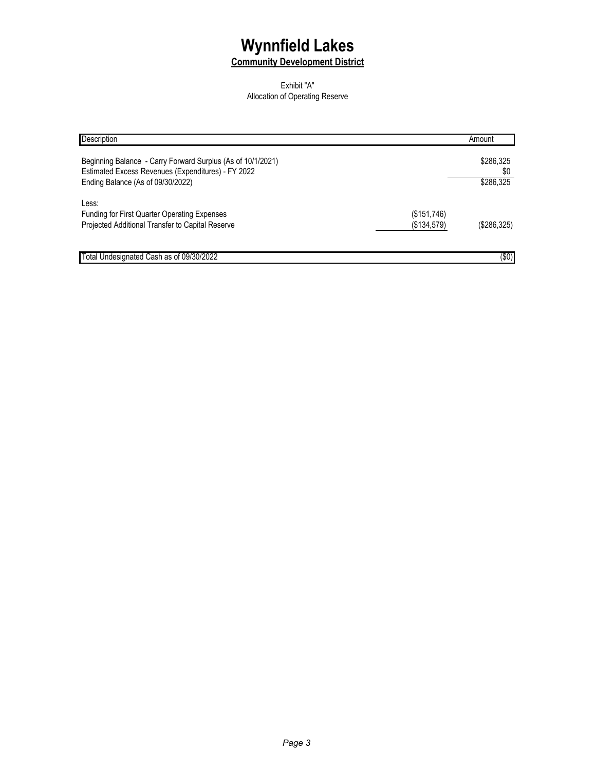# Wynnfield Lakes

**Community Development District**

Exhibit "A"
Allocation of Operating Reserve

| Description | | Amount |
|---|---|---|
| Beginning Balance - Carry Forward Surplus (As of 10/1/2021) | | $286,325 |
| Estimated Excess Revenues (Expenditures) - FY 2022 | | $0 |
| Ending Balance (As of 09/30/2022) | | $286,325 |
| Less: | | |
| Funding for First Quarter Operating Expenses | ($151,746) | |
| Projected Additional Transfer to Capital Reserve | ($134,579) | ($286,325) |
| Total Undesignated Cash as of 09/30/2022 | | ($0) |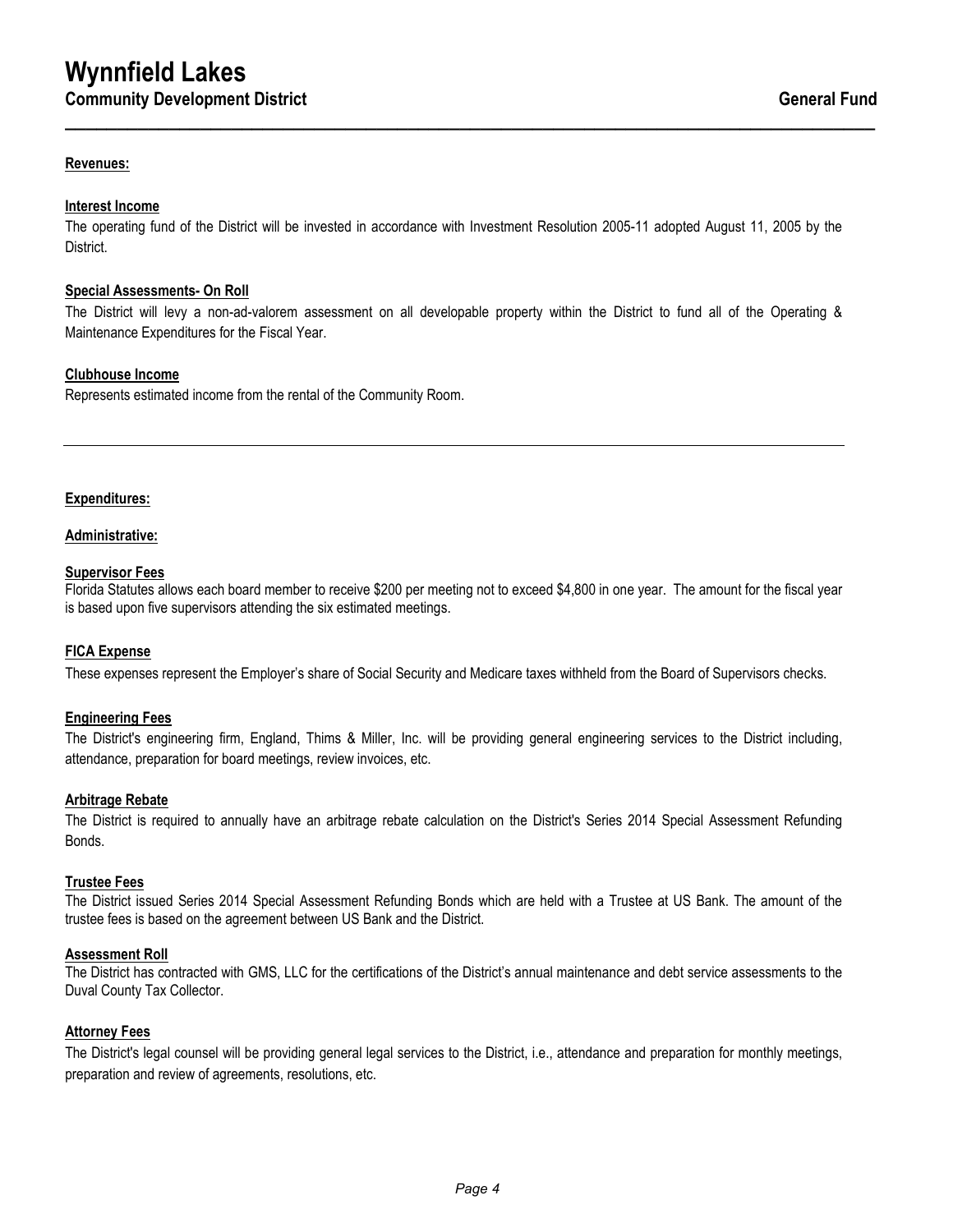# Wynnfield Lakes

## Community Development District

**General Fund**

---

**Revenues:**

**Interest Income**

The operating fund of the District will be invested in accordance with Investment Resolution 2005-11 adopted August 11, 2005 by the District.

**Special Assessments- On Roll**

The District will levy a non-ad-valorem assessment on all developable property within the District to fund all of the Operating & Maintenance Expenditures for the Fiscal Year.

**Clubhouse Income**

Represents estimated income from the rental of the Community Room.

---

**Expenditures:**

**Administrative:**

**Supervisor Fees**

Florida Statutes allows each board member to receive $200 per meeting not to exceed $4,800 in one year. The amount for the fiscal year is based upon five supervisors attending the six estimated meetings.

**FICA Expense**

These expenses represent the Employer's share of Social Security and Medicare taxes withheld from the Board of Supervisors checks.

**Engineering Fees**

The District's engineering firm, England, Thims & Miller, Inc. will be providing general engineering services to the District including, attendance, preparation for board meetings, review invoices, etc.

**Arbitrage Rebate**

The District is required to annually have an arbitrage rebate calculation on the District's Series 2014 Special Assessment Refunding Bonds.

**Trustee Fees**

The District issued Series 2014 Special Assessment Refunding Bonds which are held with a Trustee at US Bank. The amount of the trustee fees is based on the agreement between US Bank and the District.

**Assessment Roll**

The District has contracted with GMS, LLC for the certifications of the District's annual maintenance and debt service assessments to the Duval County Tax Collector.

**Attorney Fees**

The District's legal counsel will be providing general legal services to the District, i.e., attendance and preparation for monthly meetings, preparation and review of agreements, resolutions, etc.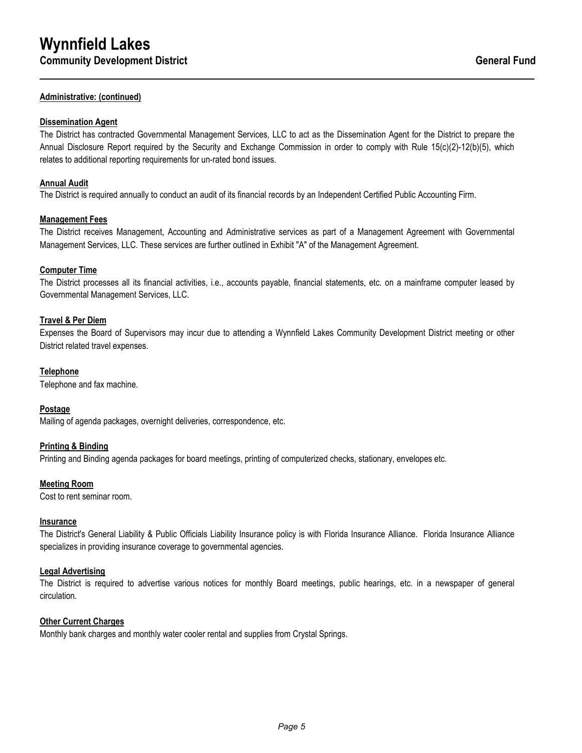**Administrative: (continued)**

**Dissemination Agent**

The District has contracted Governmental Management Services, LLC to act as the Dissemination Agent for the District to prepare the Annual Disclosure Report required by the Security and Exchange Commission in order to comply with Rule 15(c)(2)-12(b)(5), which relates to additional reporting requirements for un-rated bond issues.

**Annual Audit**

The District is required annually to conduct an audit of its financial records by an Independent Certified Public Accounting Firm.

**Management Fees**

The District receives Management, Accounting and Administrative services as part of a Management Agreement with Governmental Management Services, LLC. These services are further outlined in Exhibit "A" of the Management Agreement.

**Computer Time**

The District processes all its financial activities, i.e., accounts payable, financial statements, etc. on a mainframe computer leased by Governmental Management Services, LLC.

**Travel & Per Diem**

Expenses the Board of Supervisors may incur due to attending a Wynnfield Lakes Community Development District meeting or other District related travel expenses.

**Telephone**

Telephone and fax machine.

**Postage**

Mailing of agenda packages, overnight deliveries, correspondence, etc.

**Printing & Binding**

Printing and Binding agenda packages for board meetings, printing of computerized checks, stationary, envelopes etc.

**Meeting Room**

Cost to rent seminar room.

**Insurance**

The District's General Liability & Public Officials Liability Insurance policy is with Florida Insurance Alliance. Florida Insurance Alliance specializes in providing insurance coverage to governmental agencies.

**Legal Advertising**

The District is required to advertise various notices for monthly Board meetings, public hearings, etc. in a newspaper of general circulation.

**Other Current Charges**

Monthly bank charges and monthly water cooler rental and supplies from Crystal Springs.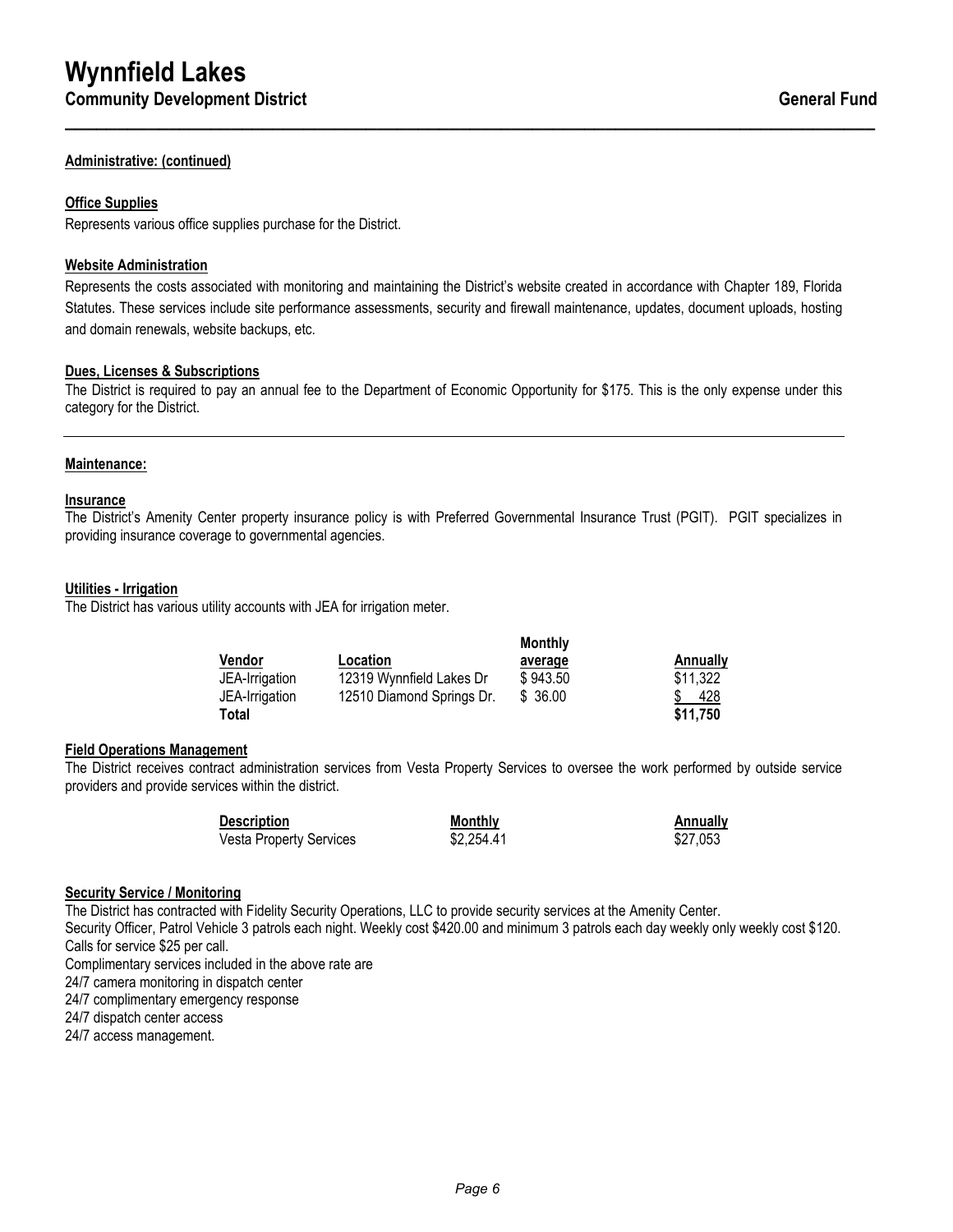**Administrative: (continued)**

**Office Supplies**

Represents various office supplies purchase for the District.

**Website Administration**

Represents the costs associated with monitoring and maintaining the District's website created in accordance with Chapter 189, Florida Statutes. These services include site performance assessments, security and firewall maintenance, updates, document uploads, hosting and domain renewals, website backups, etc.

**Dues, Licenses & Subscriptions**

The District is required to pay an annual fee to the Department of Economic Opportunity for $175. This is the only expense under this category for the District.

---

**Maintenance:**

**Insurance**

The District's Amenity Center property insurance policy is with Preferred Governmental Insurance Trust (PGIT). PGIT specializes in providing insurance coverage to governmental agencies.

**Utilities - Irrigation**

The District has various utility accounts with JEA for irrigation meter.

| Vendor | Location | Monthly average | Annually |
|---|---|---|---|
| JEA-Irrigation | 12319 Wynnfield Lakes Dr | $ 943.50 | $11,322 |
| JEA-Irrigation | 12510 Diamond Springs Dr. | $ 36.00 | $ 428 |
| **Total** | | | **$11,750** |

**Field Operations Management**

The District receives contract administration services from Vesta Property Services to oversee the work performed by outside service providers and provide services within the district.

| Description | Monthly | Annually |
|---|---|---|
| Vesta Property Services | $2,254.41 | $27,053 |

**Security Service / Monitoring**

The District has contracted with Fidelity Security Operations, LLC to provide security services at the Amenity Center.
Security Officer, Patrol Vehicle 3 patrols each night. Weekly cost $420.00 and minimum 3 patrols each day weekly only weekly cost $120.
Calls for service $25 per call.
Complimentary services included in the above rate are
24/7 camera monitoring in dispatch center
24/7 complimentary emergency response
24/7 dispatch center access
24/7 access management.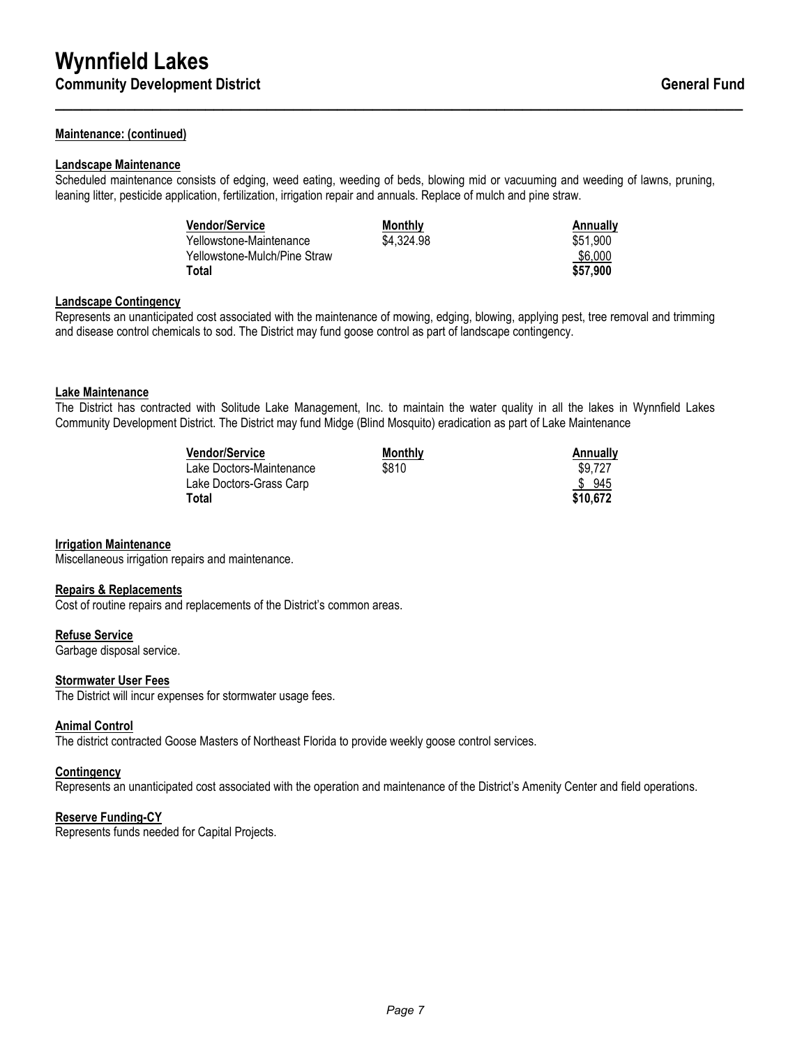# Wynnfield Lakes

## Community Development District

General Fund

---

**Maintenance: (continued)**

### Landscape Maintenance

Scheduled maintenance consists of edging, weed eating, weeding of beds, blowing mid or vacuuming and weeding of lawns, pruning, leaning litter, pesticide application, fertilization, irrigation repair and annuals. Replace of mulch and pine straw.

| Vendor/Service | Monthly | Annually |
|---|---|---|
| Yellowstone-Maintenance | \$4,324.98 | \$51,900 |
| Yellowstone-Mulch/Pine Straw | | \$6,000 |
| **Total** | | **\$57,900** |

### Landscape Contingency

Represents an unanticipated cost associated with the maintenance of mowing, edging, blowing, applying pest, tree removal and trimming and disease control chemicals to sod. The District may fund goose control as part of landscape contingency.

### Lake Maintenance

The District has contracted with Solitude Lake Management, Inc. to maintain the water quality in all the lakes in Wynnfield Lakes Community Development District. The District may fund Midge (Blind Mosquito) eradication as part of Lake Maintenance

| Vendor/Service | Monthly | Annually |
|---|---|---|
| Lake Doctors-Maintenance | \$810 | \$9,727 |
| Lake Doctors-Grass Carp | | \$ 945 |
| **Total** | | **\$10,672** |

### Irrigation Maintenance

Miscellaneous irrigation repairs and maintenance.

### Repairs & Replacements

Cost of routine repairs and replacements of the District's common areas.

### Refuse Service

Garbage disposal service.

### Stormwater User Fees

The District will incur expenses for stormwater usage fees.

### Animal Control

The district contracted Goose Masters of Northeast Florida to provide weekly goose control services.

### Contingency

Represents an unanticipated cost associated with the operation and maintenance of the District's Amenity Center and field operations.

### Reserve Funding-CY

Represents funds needed for Capital Projects.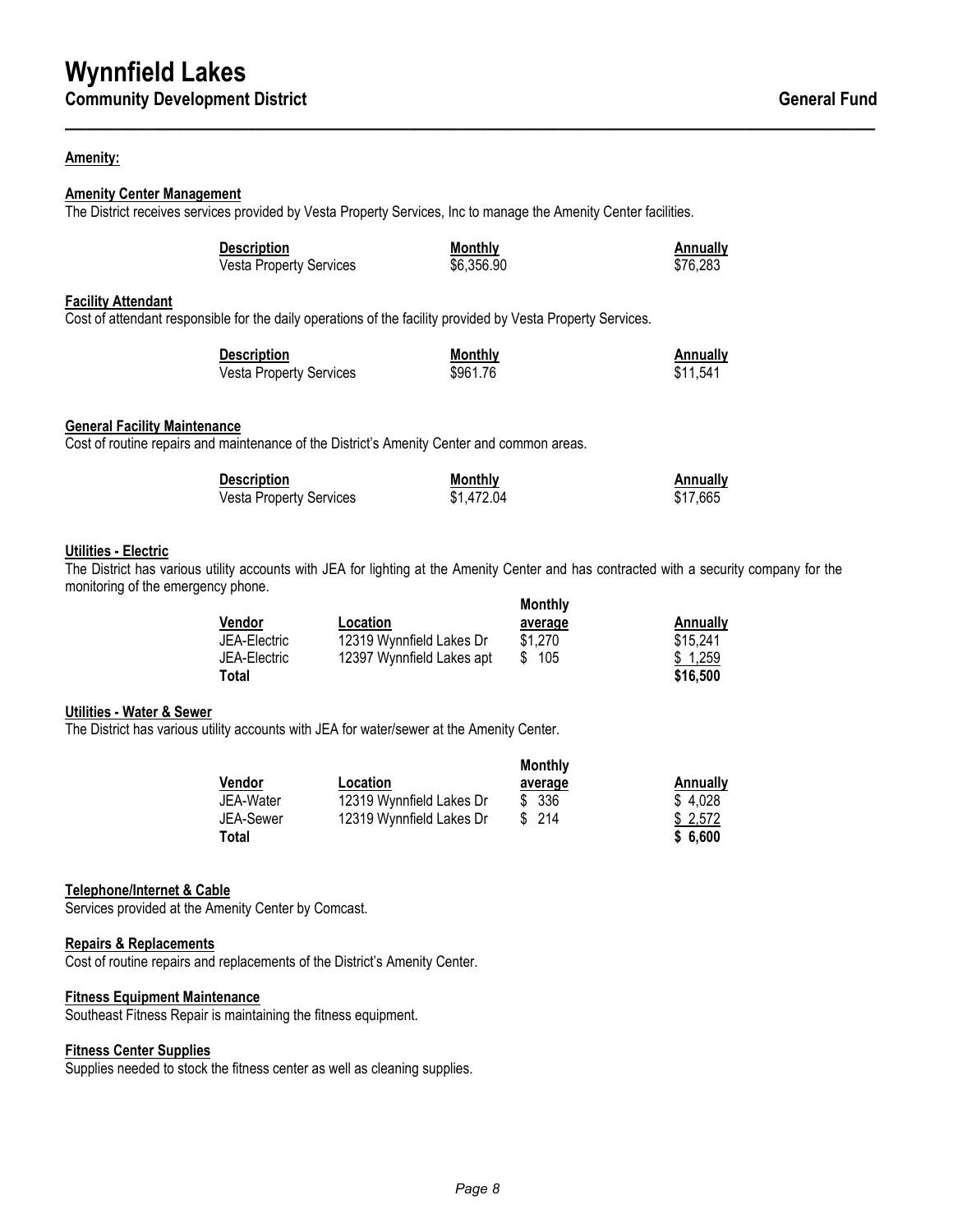# Wynnfield Lakes

## Community Development District

**General Fund**

**Amenity:**

**Amenity Center Management**

The District receives services provided by Vesta Property Services, Inc to manage the Amenity Center facilities.

| Description | Monthly | Annually |
|---|---|---|
| Vesta Property Services | $6,356.90 | $76,283 |

**Facility Attendant**

Cost of attendant responsible for the daily operations of the facility provided by Vesta Property Services.

| Description | Monthly | Annually |
|---|---|---|
| Vesta Property Services | $961.76 | $11,541 |

**General Facility Maintenance**

Cost of routine repairs and maintenance of the District's Amenity Center and common areas.

| Description | Monthly | Annually |
|---|---|---|
| Vesta Property Services | $1,472.04 | $17,665 |

**Utilities - Electric**

The District has various utility accounts with JEA for lighting at the Amenity Center and has contracted with a security company for the monitoring of the emergency phone.

| Vendor | Location | Monthly average | Annually |
|---|---|---|---|
| JEA-Electric | 12319 Wynnfield Lakes Dr | $1,270 | $15,241 |
| JEA-Electric | 12397 Wynnfield Lakes apt | $ 105 | $ 1,259 |
| **Total** | | | **$16,500** |

**Utilities - Water & Sewer**

The District has various utility accounts with JEA for water/sewer at the Amenity Center.

| Vendor | Location | Monthly average | Annually |
|---|---|---|---|
| JEA-Water | 12319 Wynnfield Lakes Dr | $ 336 | $ 4,028 |
| JEA-Sewer | 12319 Wynnfield Lakes Dr | $ 214 | $ 2,572 |
| **Total** | | | **$ 6,600** |

**Telephone/Internet & Cable**

Services provided at the Amenity Center by Comcast.

**Repairs & Replacements**

Cost of routine repairs and replacements of the District's Amenity Center.

**Fitness Equipment Maintenance**

Southeast Fitness Repair is maintaining the fitness equipment.

**Fitness Center Supplies**

Supplies needed to stock the fitness center as well as cleaning supplies.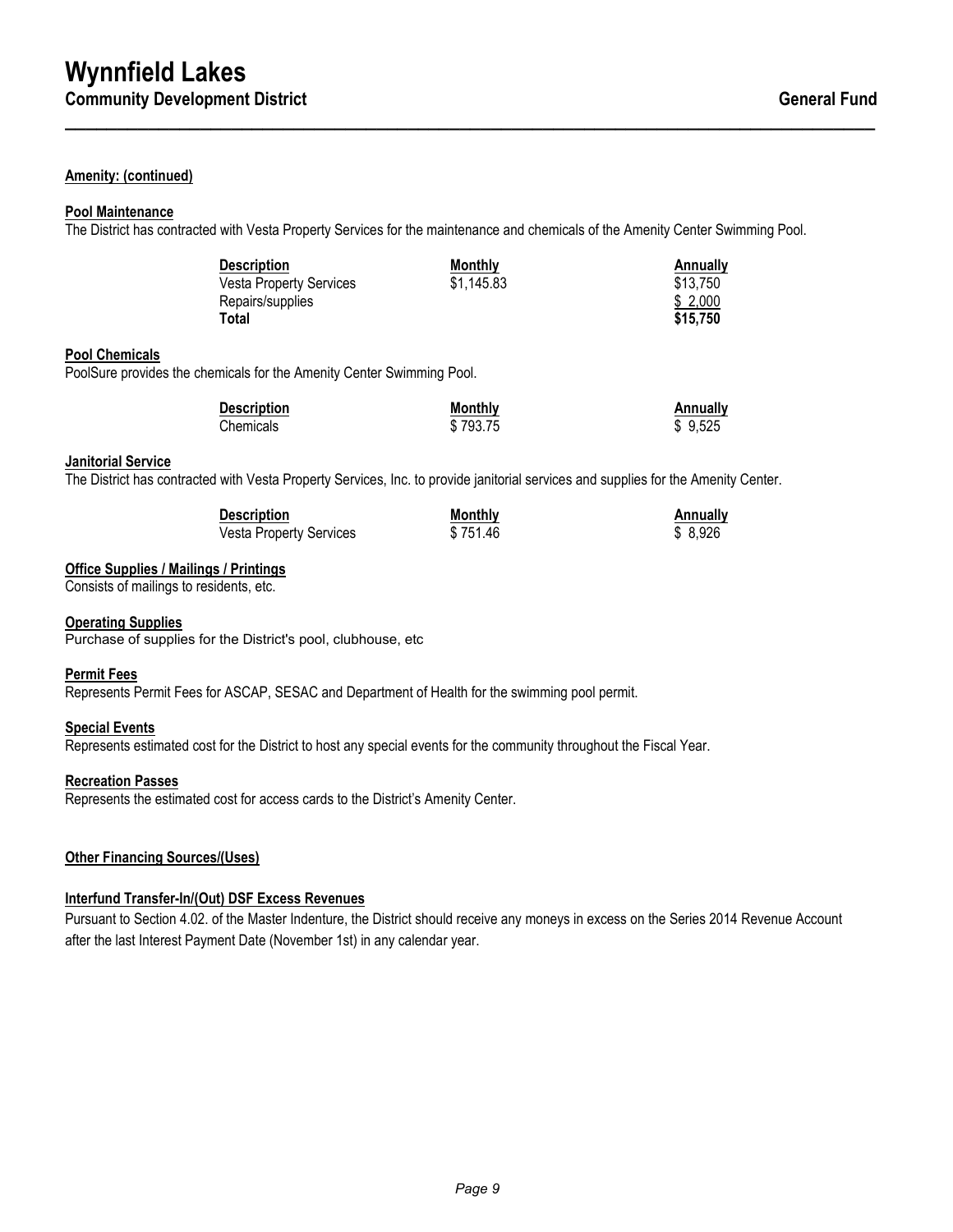**Amenity: (continued)**

**Pool Maintenance**

The District has contracted with Vesta Property Services for the maintenance and chemicals of the Amenity Center Swimming Pool.

| Description | Monthly | Annually |
|---|---|---|
| Vesta Property Services | $1,145.83 | $13,750 |
| Repairs/supplies | | $ 2,000 |
| **Total** | | **$15,750** |

**Pool Chemicals**

PoolSure provides the chemicals for the Amenity Center Swimming Pool.

| Description | Monthly | Annually |
|---|---|---|
| Chemicals | $ 793.75 | $ 9,525 |

**Janitorial Service**

The District has contracted with Vesta Property Services, Inc. to provide janitorial services and supplies for the Amenity Center.

| Description | Monthly | Annually |
|---|---|---|
| Vesta Property Services | $ 751.46 | $ 8,926 |

**Office Supplies / Mailings / Printings**

Consists of mailings to residents, etc.

**Operating Supplies**

Purchase of supplies for the District's pool, clubhouse, etc

**Permit Fees**

Represents Permit Fees for ASCAP, SESAC and Department of Health for the swimming pool permit.

**Special Events**

Represents estimated cost for the District to host any special events for the community throughout the Fiscal Year.

**Recreation Passes**

Represents the estimated cost for access cards to the District's Amenity Center.

**Other Financing Sources/(Uses)**

**Interfund Transfer-In/(Out) DSF Excess Revenues**

Pursuant to Section 4.02. of the Master Indenture, the District should receive any moneys in excess on the Series 2014 Revenue Account after the last Interest Payment Date (November 1st) in any calendar year.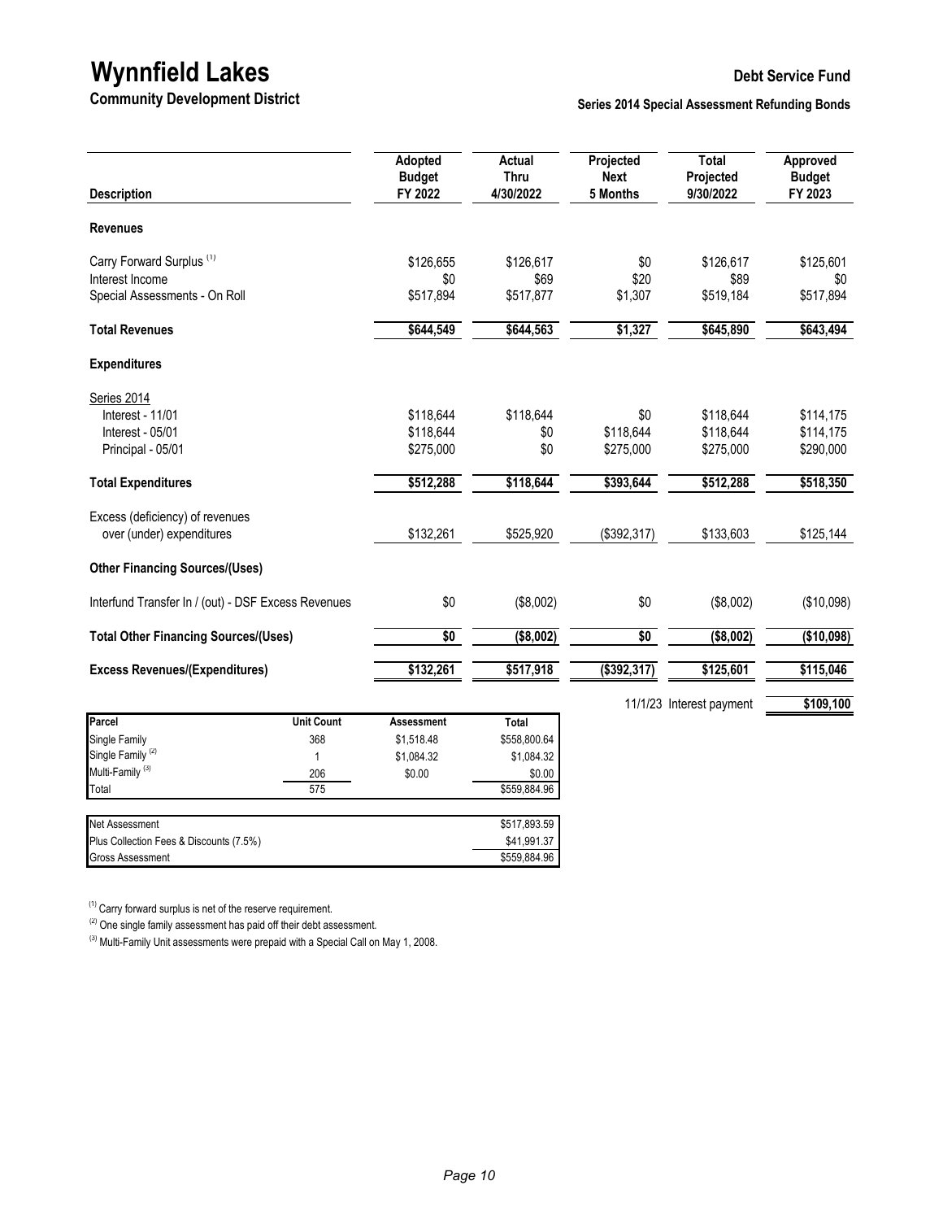# Wynnfield Lakes

**Community Development District**

**Debt Service Fund**

**Series 2014 Special Assessment Refunding Bonds**

| Description | Adopted Budget FY 2022 | Actual Thru 4/30/2022 | Projected Next 5 Months | Total Projected 9/30/2022 | Approved Budget FY 2023 |
|---|---|---|---|---|---|
| **Revenues** | | | | | |
| Carry Forward Surplus [1] | $126,655 | $126,617 | $0 | $126,617 | $125,601 |
| Interest Income | $0 | $69 | $20 | $89 | $0 |
| Special Assessments - On Roll | $517,894 | $517,877 | $1,307 | $519,184 | $517,894 |
| **Total Revenues** | **$644,549** | **$644,563** | **$1,327** | **$645,890** | **$643,494** |
| **Expenditures** | | | | | |
| Series 2014 | | | | | |
| Interest - 11/01 | $118,644 | $118,644 | $0 | $118,644 | $114,175 |
| Interest - 05/01 | $118,644 | $0 | $118,644 | $118,644 | $114,175 |
| Principal - 05/01 | $275,000 | $0 | $275,000 | $275,000 | $290,000 |
| **Total Expenditures** | **$512,288** | **$118,644** | **$393,644** | **$512,288** | **$518,350** |
| Excess (deficiency) of revenues over (under) expenditures | $132,261 | $525,920 | ($392,317) | $133,603 | $125,144 |
| **Other Financing Sources/(Uses)** | | | | | |
| Interfund Transfer In / (out) - DSF Excess Revenues | $0 | ($8,002) | $0 | ($8,002) | ($10,098) |
| **Total Other Financing Sources/(Uses)** | **$0** | **($8,002)** | **$0** | **($8,002)** | **($10,098)** |
| **Excess Revenues/(Expenditures)** | **$132,261** | **$517,918** | **($392,317)** | **$125,601** | **$115,046** |
| | | | | 11/1/23 Interest payment | **$109,100** |

| Parcel | Unit Count | Assessment | Total |
|---|---|---|---|
| Single Family | 368 | $1,518.48 | $558,800.64 |
| Single Family [2] | 1 | $1,084.32 | $1,084.32 |
| Multi-Family [3] | 206 | $0.00 | $0.00 |
| Total | 575 | | $559,884.96 |

| | |
|---|---|
| Net Assessment | $517,893.59 |
| Plus Collection Fees & Discounts (7.5%) | $41,991.37 |
| Gross Assessment | $559,884.96 |

[1] Carry forward surplus is net of the reserve requirement.

[2] One single family assessment has paid off their debt assessment.

[3] Multi-Family Unit assessments were prepaid with a Special Call on May 1, 2008.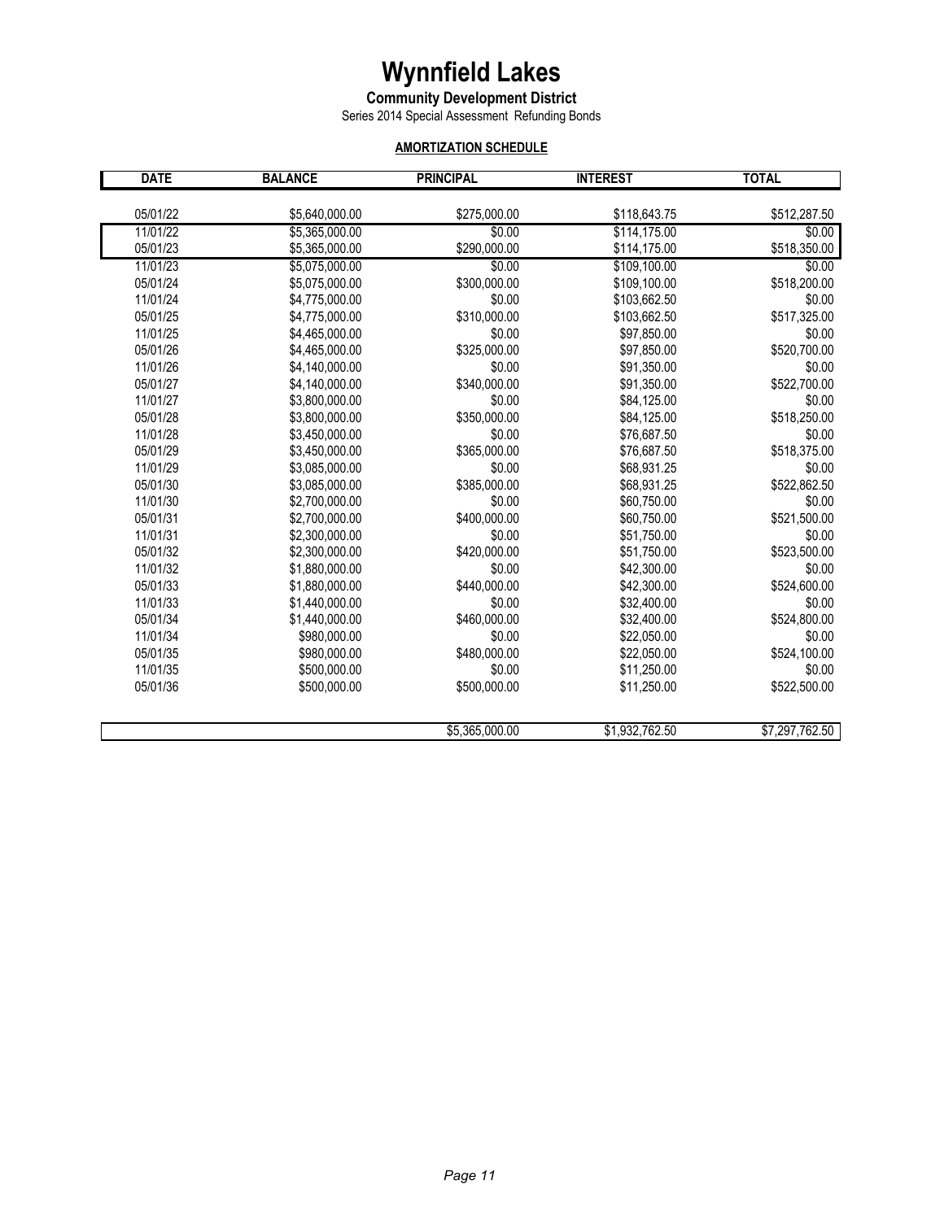# Wynnfield Lakes

**Community Development District**

Series 2014 Special Assessment Refunding Bonds

**AMORTIZATION SCHEDULE**

| DATE | BALANCE | PRINCIPAL | INTEREST | TOTAL |
|---|---|---|---|---|
| 05/01/22 | $5,640,000.00 | $275,000.00 | $118,643.75 | $512,287.50 |
| 11/01/22 | $5,365,000.00 | $0.00 | $114,175.00 | $0.00 |
| 05/01/23 | $5,365,000.00 | $290,000.00 | $114,175.00 | $518,350.00 |
| 11/01/23 | $5,075,000.00 | $0.00 | $109,100.00 | $0.00 |
| 05/01/24 | $5,075,000.00 | $300,000.00 | $109,100.00 | $518,200.00 |
| 11/01/24 | $4,775,000.00 | $0.00 | $103,662.50 | $0.00 |
| 05/01/25 | $4,775,000.00 | $310,000.00 | $103,662.50 | $517,325.00 |
| 11/01/25 | $4,465,000.00 | $0.00 | $97,850.00 | $0.00 |
| 05/01/26 | $4,465,000.00 | $325,000.00 | $97,850.00 | $520,700.00 |
| 11/01/26 | $4,140,000.00 | $0.00 | $91,350.00 | $0.00 |
| 05/01/27 | $4,140,000.00 | $340,000.00 | $91,350.00 | $522,700.00 |
| 11/01/27 | $3,800,000.00 | $0.00 | $84,125.00 | $0.00 |
| 05/01/28 | $3,800,000.00 | $350,000.00 | $84,125.00 | $518,250.00 |
| 11/01/28 | $3,450,000.00 | $0.00 | $76,687.50 | $0.00 |
| 05/01/29 | $3,450,000.00 | $365,000.00 | $76,687.50 | $518,375.00 |
| 11/01/29 | $3,085,000.00 | $0.00 | $68,931.25 | $0.00 |
| 05/01/30 | $3,085,000.00 | $385,000.00 | $68,931.25 | $522,862.50 |
| 11/01/30 | $2,700,000.00 | $0.00 | $60,750.00 | $0.00 |
| 05/01/31 | $2,700,000.00 | $400,000.00 | $60,750.00 | $521,500.00 |
| 11/01/31 | $2,300,000.00 | $0.00 | $51,750.00 | $0.00 |
| 05/01/32 | $2,300,000.00 | $420,000.00 | $51,750.00 | $523,500.00 |
| 11/01/32 | $1,880,000.00 | $0.00 | $42,300.00 | $0.00 |
| 05/01/33 | $1,880,000.00 | $440,000.00 | $42,300.00 | $524,600.00 |
| 11/01/33 | $1,440,000.00 | $0.00 | $32,400.00 | $0.00 |
| 05/01/34 | $1,440,000.00 | $460,000.00 | $32,400.00 | $524,800.00 |
| 11/01/34 | $980,000.00 | $0.00 | $22,050.00 | $0.00 |
| 05/01/35 | $980,000.00 | $480,000.00 | $22,050.00 | $524,100.00 |
| 11/01/35 | $500,000.00 | $0.00 | $11,250.00 | $0.00 |
| 05/01/36 | $500,000.00 | $500,000.00 | $11,250.00 | $522,500.00 |
| | | $5,365,000.00 | $1,932,762.50 | $7,297,762.50 |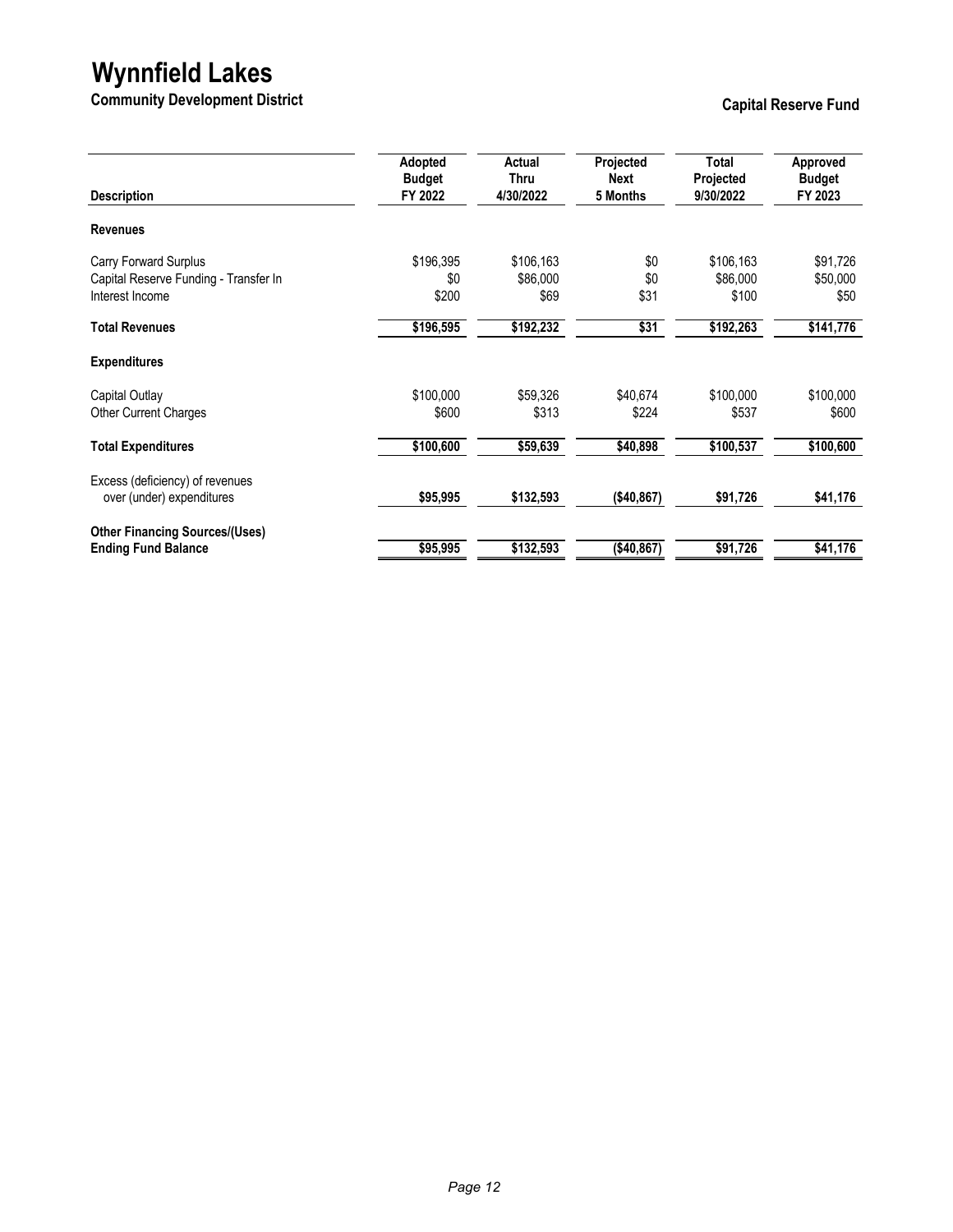# Wynnfield Lakes

**Community Development District**

**Capital Reserve Fund**

| Description | Adopted Budget FY 2022 | Actual Thru 4/30/2022 | Projected Next 5 Months | Total Projected 9/30/2022 | Approved Budget FY 2023 |
|---|---|---|---|---|---|
| **Revenues** | | | | | |
| Carry Forward Surplus | $196,395 | $106,163 | $0 | $106,163 | $91,726 |
| Capital Reserve Funding - Transfer In | $0 | $86,000 | $0 | $86,000 | $50,000 |
| Interest Income | $200 | $69 | $31 | $100 | $50 |
| **Total Revenues** | **$196,595** | **$192,232** | **$31** | **$192,263** | **$141,776** |
| **Expenditures** | | | | | |
| Capital Outlay | $100,000 | $59,326 | $40,674 | $100,000 | $100,000 |
| Other Current Charges | $600 | $313 | $224 | $537 | $600 |
| **Total Expenditures** | **$100,600** | **$59,639** | **$40,898** | **$100,537** | **$100,600** |
| Excess (deficiency) of revenues over (under) expenditures | **$95,995** | **$132,593** | **($40,867)** | **$91,726** | **$41,176** |
| **Other Financing Sources/(Uses)** | | | | | |
| **Ending Fund Balance** | **$95,995** | **$132,593** | **($40,867)** | **$91,726** | **$41,176** |